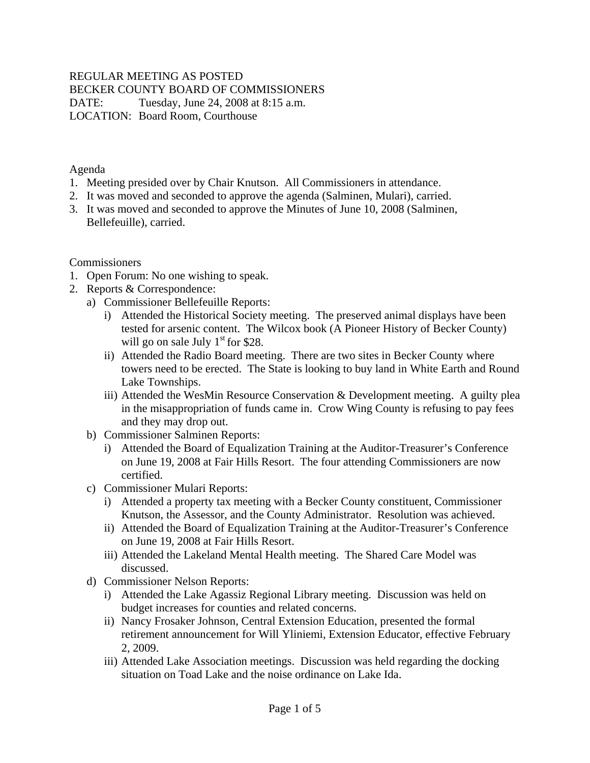REGULAR MEETING AS POSTED
BECKER COUNTY BOARD OF COMMISSIONERS
DATE: Tuesday, June 24, 2008 at 8:15 a.m.
LOCATION: Board Room, Courthouse

Agenda

1. Meeting presided over by Chair Knutson. All Commissioners in attendance.
2. It was moved and seconded to approve the agenda (Salminen, Mulari), carried.
3. It was moved and seconded to approve the Minutes of June 10, 2008 (Salminen, Bellefeuille), carried.

Commissioners

1. Open Forum: No one wishing to speak.
2. Reports & Correspondence:
   a) Commissioner Bellefeuille Reports:
      i) Attended the Historical Society meeting. The preserved animal displays have been tested for arsenic content. The Wilcox book (A Pioneer History of Becker County) will go on sale July 1st for $28.
      ii) Attended the Radio Board meeting. There are two sites in Becker County where towers need to be erected. The State is looking to buy land in White Earth and Round Lake Townships.
      iii) Attended the WesMin Resource Conservation & Development meeting. A guilty plea in the misappropriation of funds came in. Crow Wing County is refusing to pay fees and they may drop out.
   b) Commissioner Salminen Reports:
      i) Attended the Board of Equalization Training at the Auditor-Treasurer's Conference on June 19, 2008 at Fair Hills Resort. The four attending Commissioners are now certified.
   c) Commissioner Mulari Reports:
      i) Attended a property tax meeting with a Becker County constituent, Commissioner Knutson, the Assessor, and the County Administrator. Resolution was achieved.
      ii) Attended the Board of Equalization Training at the Auditor-Treasurer's Conference on June 19, 2008 at Fair Hills Resort.
      iii) Attended the Lakeland Mental Health meeting. The Shared Care Model was discussed.
   d) Commissioner Nelson Reports:
      i) Attended the Lake Agassiz Regional Library meeting. Discussion was held on budget increases for counties and related concerns.
      ii) Nancy Frosaker Johnson, Central Extension Education, presented the formal retirement announcement for Will Yliniemi, Extension Educator, effective February 2, 2009.
      iii) Attended Lake Association meetings. Discussion was held regarding the docking situation on Toad Lake and the noise ordinance on Lake Ida.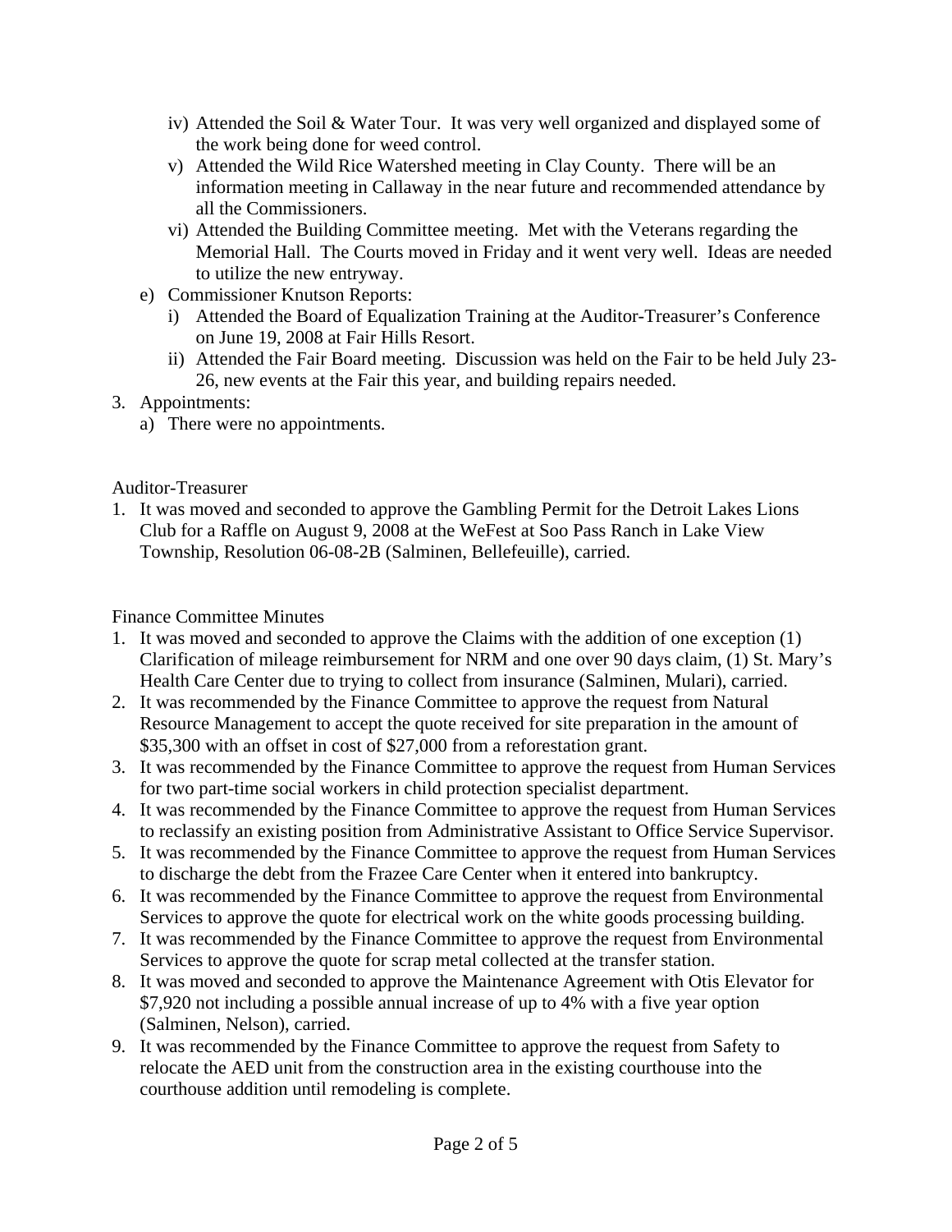- iv) Attended the Soil & Water Tour. It was very well organized and displayed some of the work being done for weed control.
   - v) Attended the Wild Rice Watershed meeting in Clay County. There will be an information meeting in Callaway in the near future and recommended attendance by all the Commissioners.
   - vi) Attended the Building Committee meeting. Met with the Veterans regarding the Memorial Hall. The Courts moved in Friday and it went very well. Ideas are needed to utilize the new entryway.

- e) Commissioner Knutson Reports:
   - i) Attended the Board of Equalization Training at the Auditor-Treasurer's Conference on June 19, 2008 at Fair Hills Resort.
   - ii) Attended the Fair Board meeting. Discussion was held on the Fair to be held July 23-26, new events at the Fair this year, and building repairs needed.

3. Appointments:
   - a) There were no appointments.

Auditor-Treasurer

1. It was moved and seconded to approve the Gambling Permit for the Detroit Lakes Lions Club for a Raffle on August 9, 2008 at the WeFest at Soo Pass Ranch in Lake View Township, Resolution 06-08-2B (Salminen, Bellefeuille), carried.

Finance Committee Minutes

1. It was moved and seconded to approve the Claims with the addition of one exception (1) Clarification of mileage reimbursement for NRM and one over 90 days claim, (1) St. Mary's Health Care Center due to trying to collect from insurance (Salminen, Mulari), carried.
2. It was recommended by the Finance Committee to approve the request from Natural Resource Management to accept the quote received for site preparation in the amount of $35,300 with an offset in cost of $27,000 from a reforestation grant.
3. It was recommended by the Finance Committee to approve the request from Human Services for two part-time social workers in child protection specialist department.
4. It was recommended by the Finance Committee to approve the request from Human Services to reclassify an existing position from Administrative Assistant to Office Service Supervisor.
5. It was recommended by the Finance Committee to approve the request from Human Services to discharge the debt from the Frazee Care Center when it entered into bankruptcy.
6. It was recommended by the Finance Committee to approve the request from Environmental Services to approve the quote for electrical work on the white goods processing building.
7. It was recommended by the Finance Committee to approve the request from Environmental Services to approve the quote for scrap metal collected at the transfer station.
8. It was moved and seconded to approve the Maintenance Agreement with Otis Elevator for $7,920 not including a possible annual increase of up to 4% with a five year option (Salminen, Nelson), carried.
9. It was recommended by the Finance Committee to approve the request from Safety to relocate the AED unit from the construction area in the existing courthouse into the courthouse addition until remodeling is complete.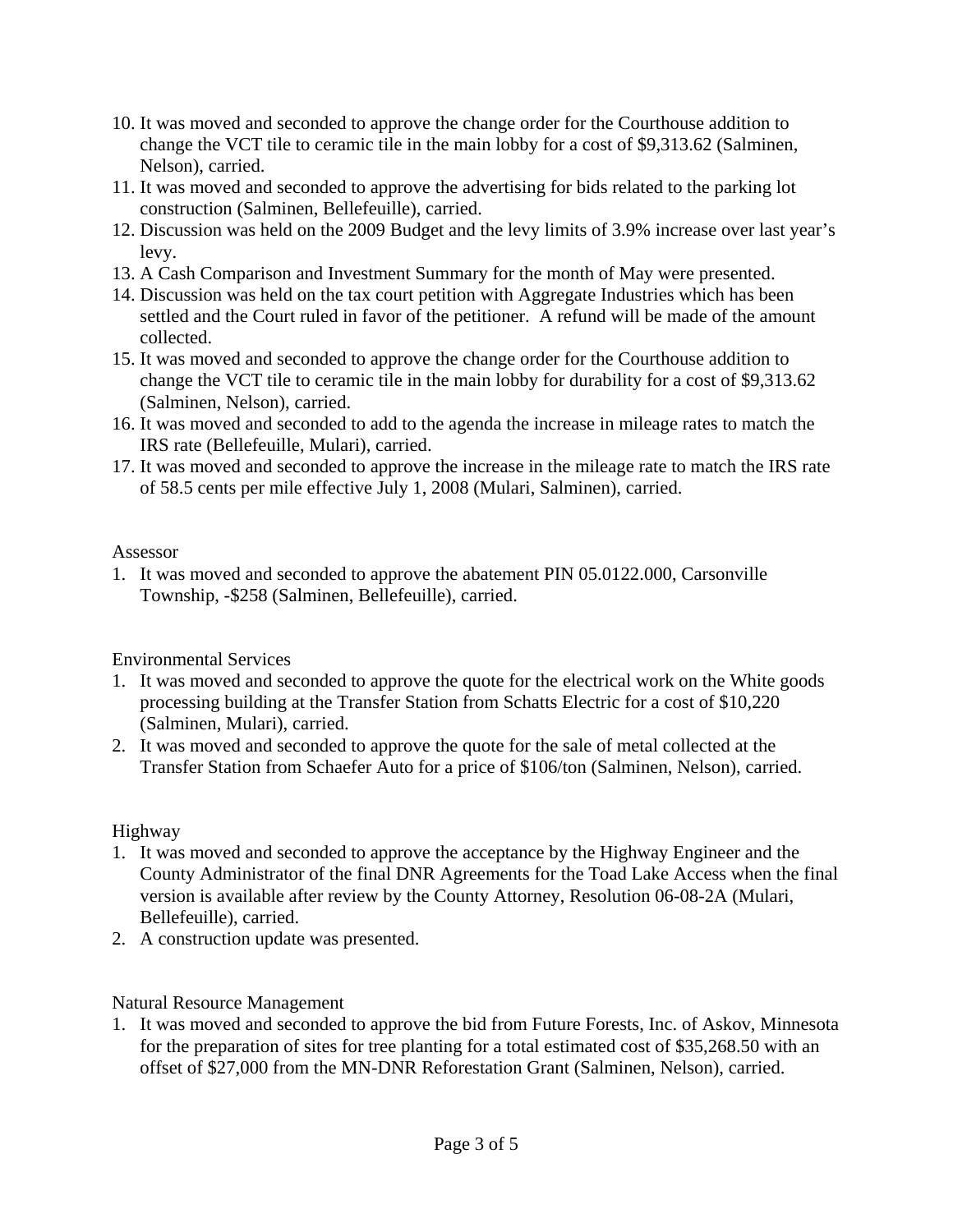10. It was moved and seconded to approve the change order for the Courthouse addition to change the VCT tile to ceramic tile in the main lobby for a cost of $9,313.62 (Salminen, Nelson), carried.
11. It was moved and seconded to approve the advertising for bids related to the parking lot construction (Salminen, Bellefeuille), carried.
12. Discussion was held on the 2009 Budget and the levy limits of 3.9% increase over last year's levy.
13. A Cash Comparison and Investment Summary for the month of May were presented.
14. Discussion was held on the tax court petition with Aggregate Industries which has been settled and the Court ruled in favor of the petitioner. A refund will be made of the amount collected.
15. It was moved and seconded to approve the change order for the Courthouse addition to change the VCT tile to ceramic tile in the main lobby for durability for a cost of $9,313.62 (Salminen, Nelson), carried.
16. It was moved and seconded to add to the agenda the increase in mileage rates to match the IRS rate (Bellefeuille, Mulari), carried.
17. It was moved and seconded to approve the increase in the mileage rate to match the IRS rate of 58.5 cents per mile effective July 1, 2008 (Mulari, Salminen), carried.

Assessor

1. It was moved and seconded to approve the abatement PIN 05.0122.000, Carsonville Township, -$258 (Salminen, Bellefeuille), carried.

Environmental Services

1. It was moved and seconded to approve the quote for the electrical work on the White goods processing building at the Transfer Station from Schatts Electric for a cost of $10,220 (Salminen, Mulari), carried.
2. It was moved and seconded to approve the quote for the sale of metal collected at the Transfer Station from Schaefer Auto for a price of $106/ton (Salminen, Nelson), carried.

Highway

1. It was moved and seconded to approve the acceptance by the Highway Engineer and the County Administrator of the final DNR Agreements for the Toad Lake Access when the final version is available after review by the County Attorney, Resolution 06-08-2A (Mulari, Bellefeuille), carried.
2. A construction update was presented.

Natural Resource Management

1. It was moved and seconded to approve the bid from Future Forests, Inc. of Askov, Minnesota for the preparation of sites for tree planting for a total estimated cost of $35,268.50 with an offset of $27,000 from the MN-DNR Reforestation Grant (Salminen, Nelson), carried.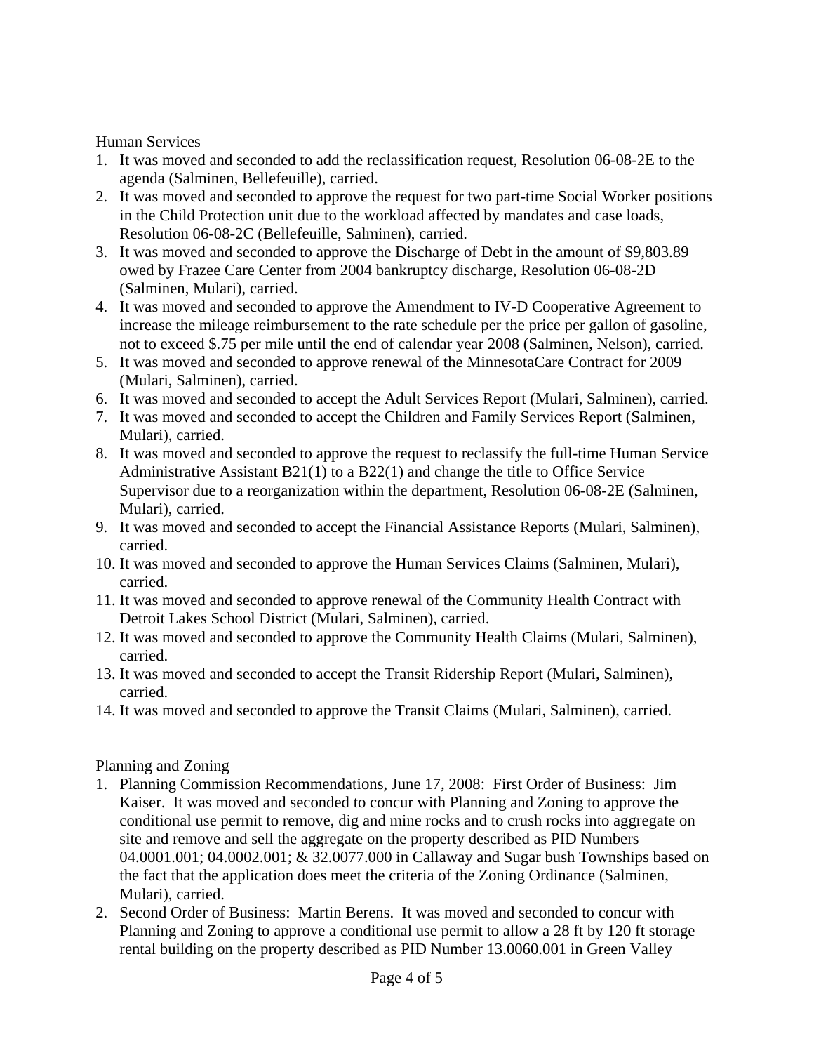Human Services

1. It was moved and seconded to add the reclassification request, Resolution 06-08-2E to the agenda (Salminen, Bellefeuille), carried.
2. It was moved and seconded to approve the request for two part-time Social Worker positions in the Child Protection unit due to the workload affected by mandates and case loads, Resolution 06-08-2C (Bellefeuille, Salminen), carried.
3. It was moved and seconded to approve the Discharge of Debt in the amount of $9,803.89 owed by Frazee Care Center from 2004 bankruptcy discharge, Resolution 06-08-2D (Salminen, Mulari), carried.
4. It was moved and seconded to approve the Amendment to IV-D Cooperative Agreement to increase the mileage reimbursement to the rate schedule per the price per gallon of gasoline, not to exceed $.75 per mile until the end of calendar year 2008 (Salminen, Nelson), carried.
5. It was moved and seconded to approve renewal of the MinnesotaCare Contract for 2009 (Mulari, Salminen), carried.
6. It was moved and seconded to accept the Adult Services Report (Mulari, Salminen), carried.
7. It was moved and seconded to accept the Children and Family Services Report (Salminen, Mulari), carried.
8. It was moved and seconded to approve the request to reclassify the full-time Human Service Administrative Assistant B21(1) to a B22(1) and change the title to Office Service Supervisor due to a reorganization within the department, Resolution 06-08-2E (Salminen, Mulari), carried.
9. It was moved and seconded to accept the Financial Assistance Reports (Mulari, Salminen), carried.
10. It was moved and seconded to approve the Human Services Claims (Salminen, Mulari), carried.
11. It was moved and seconded to approve renewal of the Community Health Contract with Detroit Lakes School District (Mulari, Salminen), carried.
12. It was moved and seconded to approve the Community Health Claims (Mulari, Salminen), carried.
13. It was moved and seconded to accept the Transit Ridership Report (Mulari, Salminen), carried.
14. It was moved and seconded to approve the Transit Claims (Mulari, Salminen), carried.

Planning and Zoning

1. Planning Commission Recommendations, June 17, 2008: First Order of Business: Jim Kaiser. It was moved and seconded to concur with Planning and Zoning to approve the conditional use permit to remove, dig and mine rocks and to crush rocks into aggregate on site and remove and sell the aggregate on the property described as PID Numbers 04.0001.001; 04.0002.001; & 32.0077.000 in Callaway and Sugar bush Townships based on the fact that the application does meet the criteria of the Zoning Ordinance (Salminen, Mulari), carried.
2. Second Order of Business: Martin Berens. It was moved and seconded to concur with Planning and Zoning to approve a conditional use permit to allow a 28 ft by 120 ft storage rental building on the property described as PID Number 13.0060.001 in Green Valley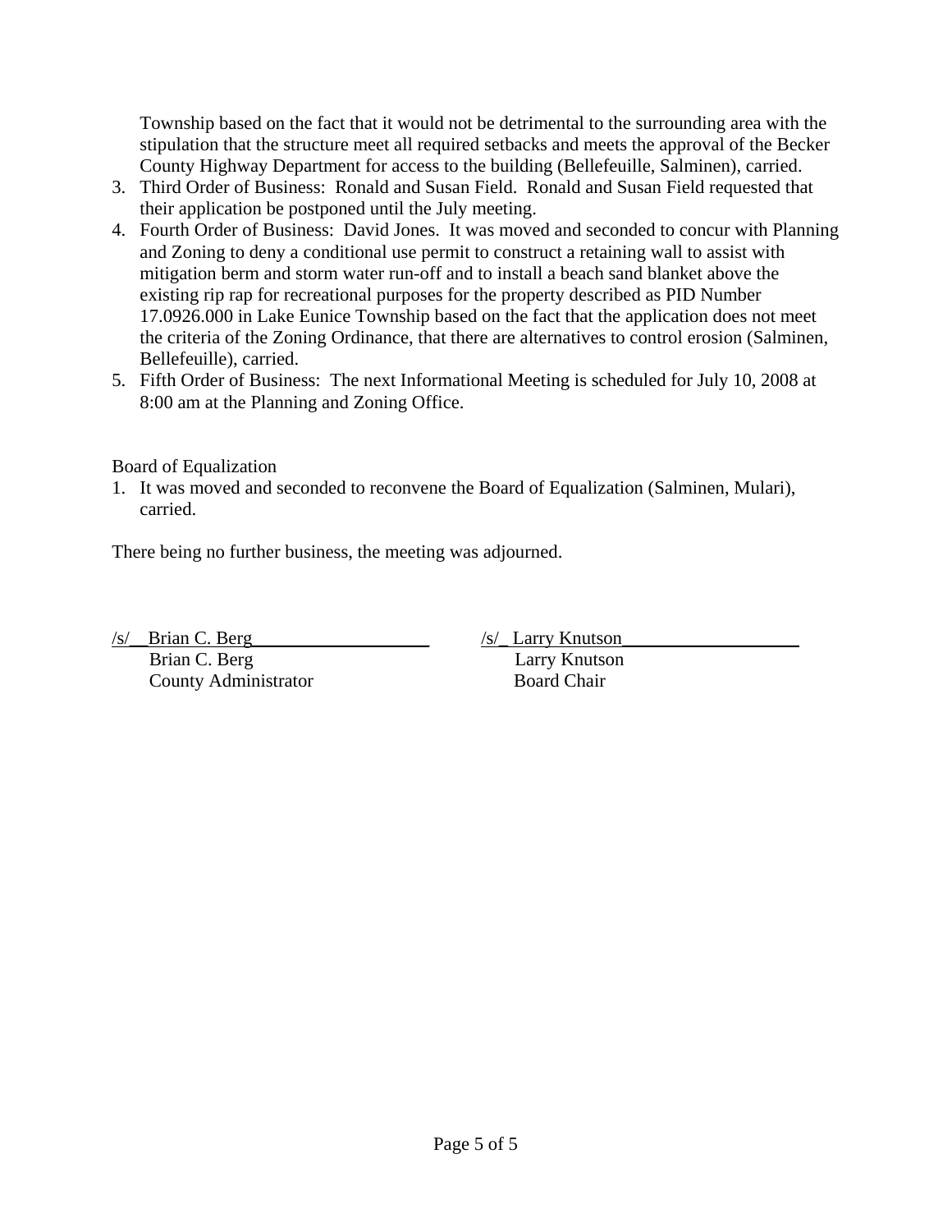Township based on the fact that it would not be detrimental to the surrounding area with the stipulation that the structure meet all required setbacks and meets the approval of the Becker County Highway Department for access to the building (Bellefeuille, Salminen), carried.

3. Third Order of Business: Ronald and Susan Field. Ronald and Susan Field requested that their application be postponed until the July meeting.
4. Fourth Order of Business: David Jones. It was moved and seconded to concur with Planning and Zoning to deny a conditional use permit to construct a retaining wall to assist with mitigation berm and storm water run-off and to install a beach sand blanket above the existing rip rap for recreational purposes for the property described as PID Number 17.0926.000 in Lake Eunice Township based on the fact that the application does not meet the criteria of the Zoning Ordinance, that there are alternatives to control erosion (Salminen, Bellefeuille), carried.
5. Fifth Order of Business: The next Informational Meeting is scheduled for July 10, 2008 at 8:00 am at the Planning and Zoning Office.

Board of Equalization

1. It was moved and seconded to reconvene the Board of Equalization (Salminen, Mulari), carried.

There being no further business, the meeting was adjourned.

/s/__Brian C. Berg___________________
Brian C. Berg
County Administrator

/s/_ Larry Knutson___________________
Larry Knutson
Board Chair